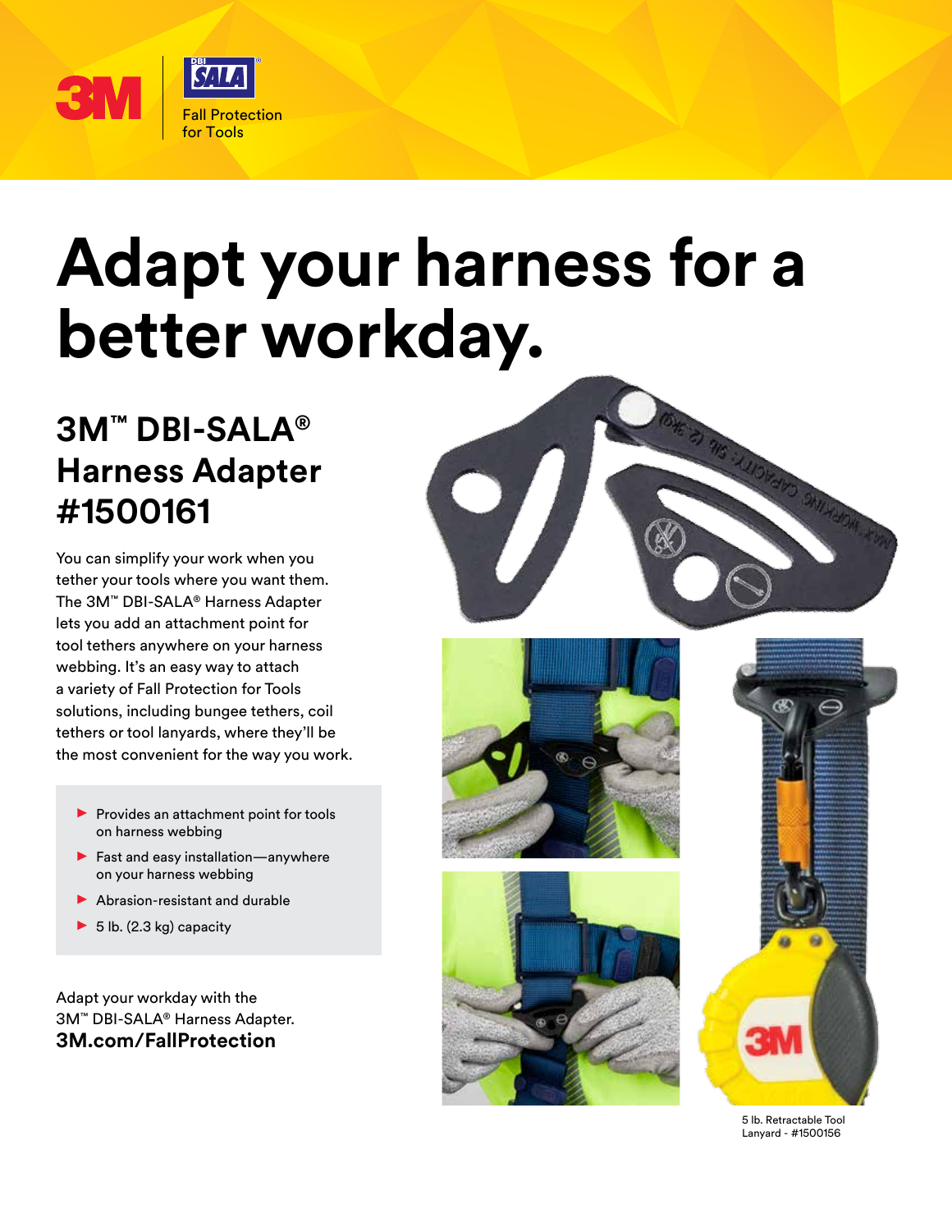Fall Protection for Tools

# Adapt your harness for a better workday.

## 3M™ DBI-SALA® Harness Adapter #1500161

You can simplify your work when you tether your tools where you want them. The 3M™ DBI-SALA® Harness Adapter lets you add an attachment point for tool tethers anywhere on your harness webbing. It's an easy way to attach a variety of Fall Protection for Tools solutions, including bungee tethers, coil tethers or tool lanyards, where they'll be the most convenient for the way you work.

- Provides an attachment point for tools on harness webbing
- Fast and easy installation—anywhere on your harness webbing
- Abrasion-resistant and durable
- 5 lb. (2.3 kg) capacity

Adapt your workday with the 3M™ DBI-SALA® Harness Adapter.

**3M.com/FallProtection**

5 lb. Retractable Tool Lanyard - #1500156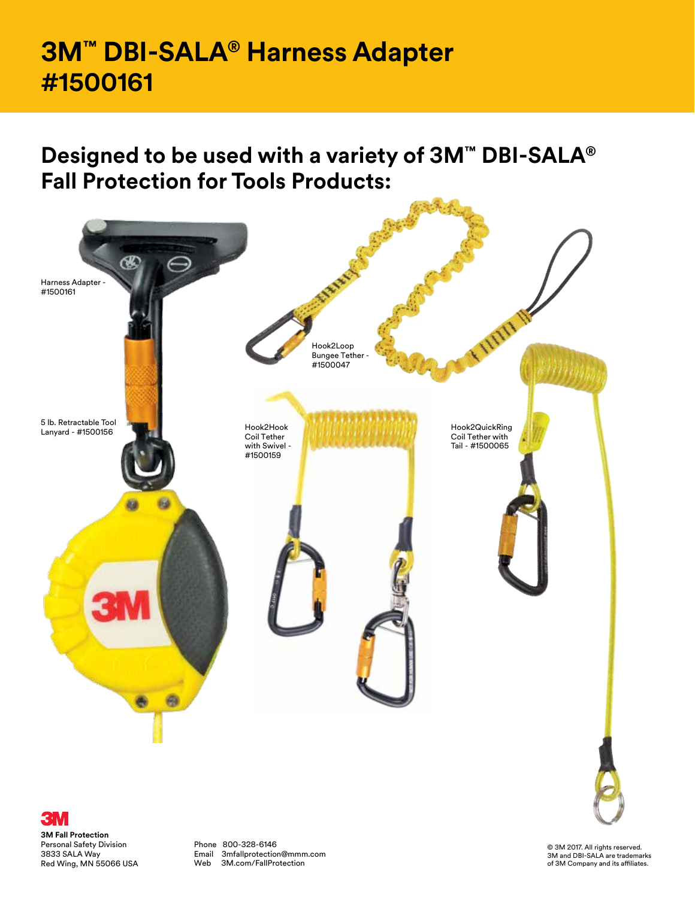# 3M™ DBI-SALA® Harness Adapter #1500161

## Designed to be used with a variety of 3M™ DBI-SALA® Fall Protection for Tools Products:

Harness Adapter - #1500161

Hook2Loop Bungee Tether - #1500047

5 lb. Retractable Tool Lanyard - #1500156

Hook2Hook Coil Tether with Swivel - #1500159

Hook2QuickRing Coil Tether with Tail - #1500065

**3M Fall Protection**
Personal Safety Division
3833 SALA Way
Red Wing, MN 55066 USA

Phone 800-328-6146
Email 3mfallprotection@mmm.com
Web 3M.com/FallProtection

© 3M 2017. All rights reserved.
3M and DBI-SALA are trademarks of 3M Company and its affiliates.